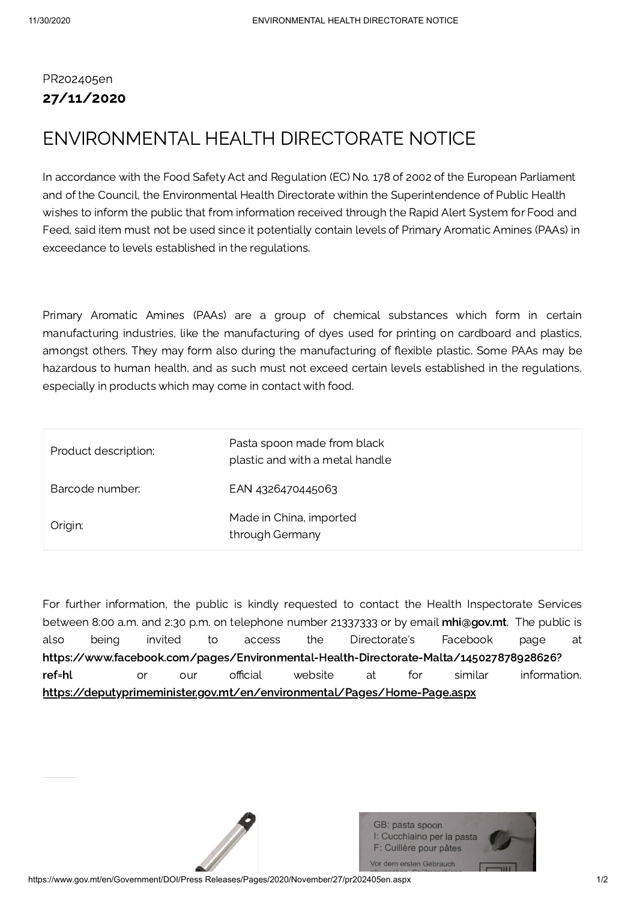PR202405en

**27/11/2020**

# ENVIRONMENTAL HEALTH DIRECTORATE NOTICE

In accordance with the Food Safety Act and Regulation (EC) No. 178 of 2002 of the European Parliament and of the Council, the Environmental Health Directorate within the Superintendence of Public Health wishes to inform the public that from information received through the Rapid Alert System for Food and Feed, said item must not be used since it potentially contain levels of Primary Aromatic Amines (PAAs) in exceedance to levels established in the regulations.

Primary Aromatic Amines (PAAs) are a group of chemical substances which form in certain manufacturing industries, like the manufacturing of dyes used for printing on cardboard and plastics, amongst others. They may form also during the manufacturing of flexible plastic. Some PAAs may be hazardous to human health, and as such must not exceed certain levels established in the regulations, especially in products which may come in contact with food.

| | |
|---|---|
| Product description: | Pasta spoon made from black plastic and with a metal handle |
| Barcode number: | EAN 4326470445063 |
| Origin: | Made in China, imported through Germany |

For further information, the public is kindly requested to contact the Health Inspectorate Services between 8:00 a.m. and 2:30 p.m. on telephone number 21337333 or by email **mhi@gov.mt**. The public is also being invited to access the Directorate's Facebook page at **https://www.facebook.com/pages/Environmental-Health-Directorate-Malta/145027878928626?ref=hl** or our official website at for similar information. **https://deputyprimeminister.gov.mt/en/environmental/Pages/Home-Page.aspx**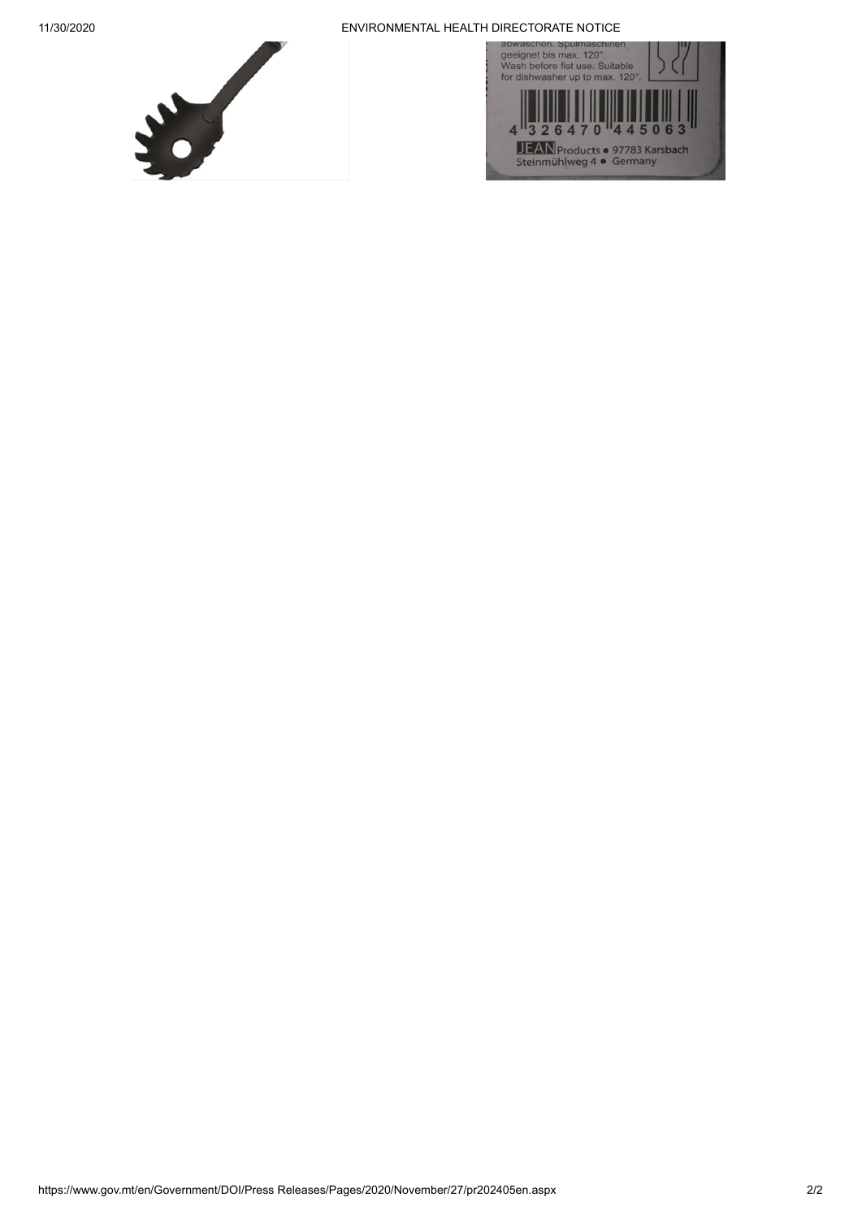abwaschen. Spülmaschinen geeignet bis max. 120°.
Wash before fist use. Suitable for dishwasher up to max. 120°.

4 326470 445063

JEAN Products • 97783 Karsbach
Steinmühlweg 4 • Germany